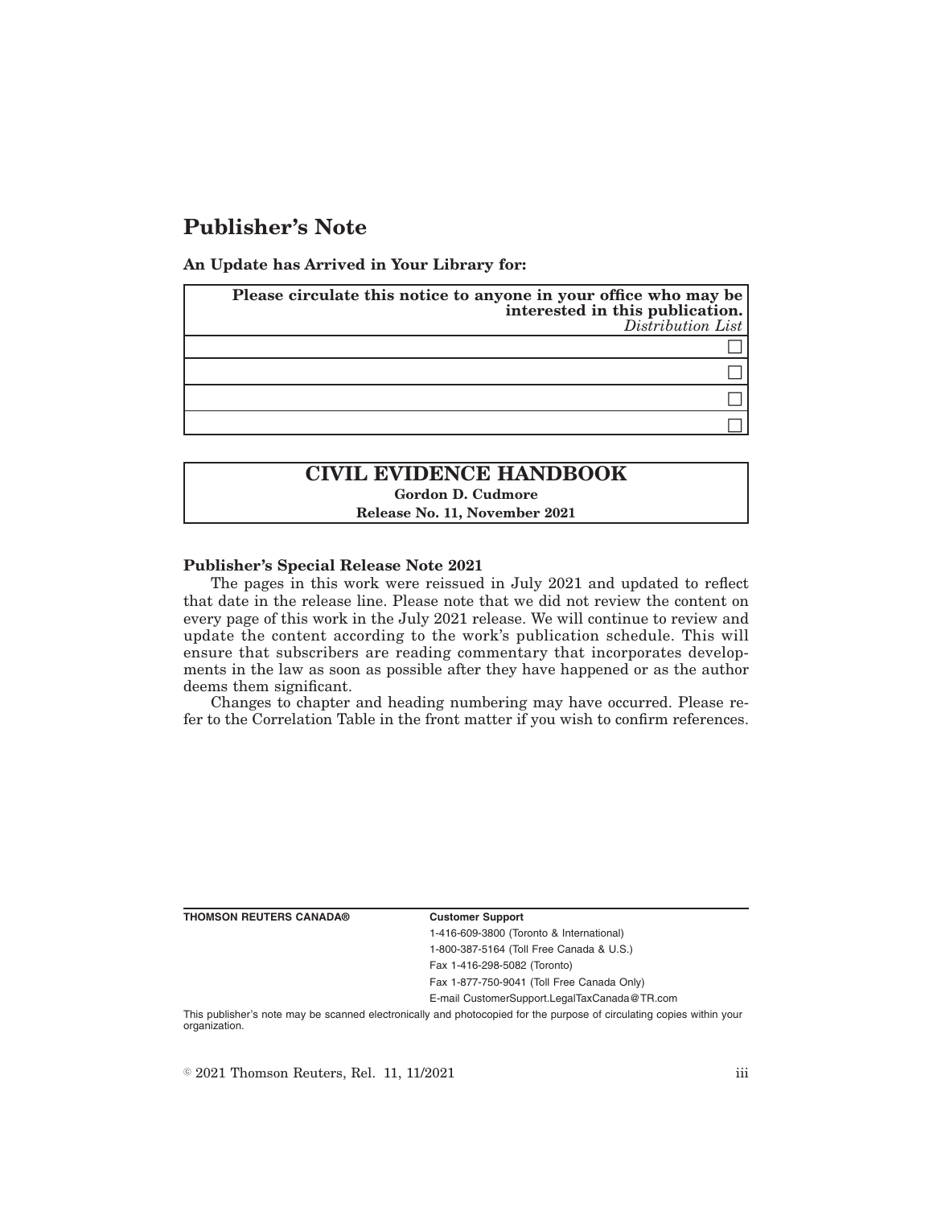# Publisher's Note

**An Update has Arrived in Your Library for:**

| **Please circulate this notice to anyone in your office who may be interested in this publication.** *Distribution List* |
| --- |
| ☐ |
| ☐ |
| ☐ |
| ☐ |

| **CIVIL EVIDENCE HANDBOOK** |
| --- |
| **Gordon D. Cudmore** |
| **Release No. 11, November 2021** |

**Publisher's Special Release Note 2021**

The pages in this work were reissued in July 2021 and updated to reflect that date in the release line. Please note that we did not review the content on every page of this work in the July 2021 release. We will continue to review and update the content according to the work's publication schedule. This will ensure that subscribers are reading commentary that incorporates developments in the law as soon as possible after they have happened or as the author deems them significant.

Changes to chapter and heading numbering may have occurred. Please refer to the Correlation Table in the front matter if you wish to confirm references.

**THOMSON REUTERS CANADA®**

**Customer Support**

1-416-609-3800 (Toronto & International)

1-800-387-5164 (Toll Free Canada & U.S.)

Fax 1-416-298-5082 (Toronto)

Fax 1-877-750-9041 (Toll Free Canada Only)

E-mail CustomerSupport.LegalTaxCanada@TR.com

This publisher's note may be scanned electronically and photocopied for the purpose of circulating copies within your organization.

© 2021 Thomson Reuters, Rel. 11, 11/2021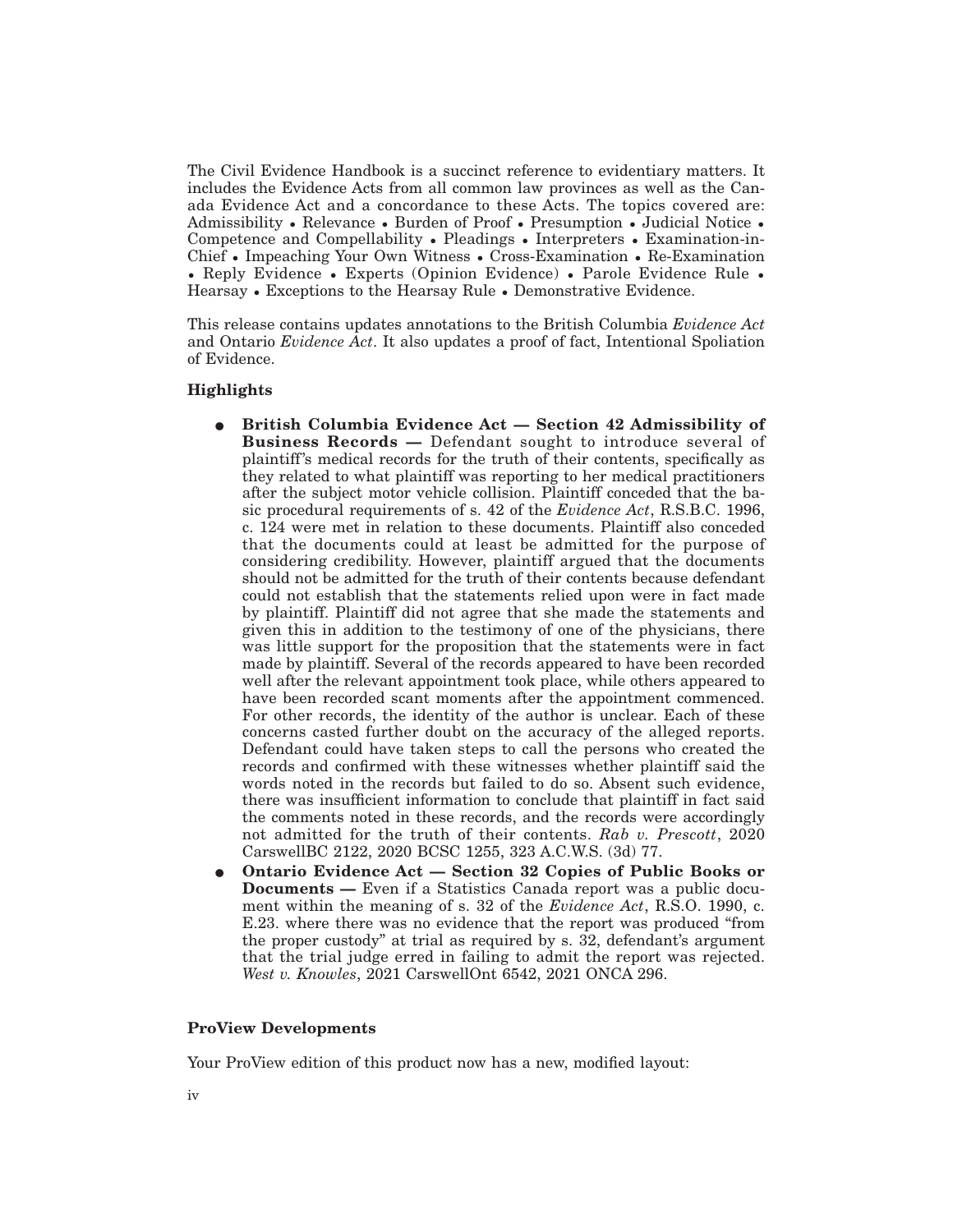The Civil Evidence Handbook is a succinct reference to evidentiary matters. It includes the Evidence Acts from all common law provinces as well as the Canada Evidence Act and a concordance to these Acts. The topics covered are: Admissibility • Relevance • Burden of Proof • Presumption • Judicial Notice • Competence and Compellability • Pleadings • Interpreters • Examination-in-Chief • Impeaching Your Own Witness • Cross-Examination • Re-Examination • Reply Evidence • Experts (Opinion Evidence) • Parole Evidence Rule • Hearsay • Exceptions to the Hearsay Rule • Demonstrative Evidence.

This release contains updates annotations to the British Columbia *Evidence Act* and Ontario *Evidence Act*. It also updates a proof of fact, Intentional Spoliation of Evidence.

### Highlights

- **British Columbia Evidence Act — Section 42 Admissibility of Business Records —** Defendant sought to introduce several of plaintiff's medical records for the truth of their contents, specifically as they related to what plaintiff was reporting to her medical practitioners after the subject motor vehicle collision. Plaintiff conceded that the basic procedural requirements of s. 42 of the *Evidence Act*, R.S.B.C. 1996, c. 124 were met in relation to these documents. Plaintiff also conceded that the documents could at least be admitted for the purpose of considering credibility. However, plaintiff argued that the documents should not be admitted for the truth of their contents because defendant could not establish that the statements relied upon were in fact made by plaintiff. Plaintiff did not agree that she made the statements and given this in addition to the testimony of one of the physicians, there was little support for the proposition that the statements were in fact made by plaintiff. Several of the records appeared to have been recorded well after the relevant appointment took place, while others appeared to have been recorded scant moments after the appointment commenced. For other records, the identity of the author is unclear. Each of these concerns casted further doubt on the accuracy of the alleged reports. Defendant could have taken steps to call the persons who created the records and confirmed with these witnesses whether plaintiff said the words noted in the records but failed to do so. Absent such evidence, there was insufficient information to conclude that plaintiff in fact said the comments noted in these records, and the records were accordingly not admitted for the truth of their contents. *Rab v. Prescott*, 2020 CarswellBC 2122, 2020 BCSC 1255, 323 A.C.W.S. (3d) 77.
- **Ontario Evidence Act — Section 32 Copies of Public Books or Documents —** Even if a Statistics Canada report was a public document within the meaning of s. 32 of the *Evidence Act*, R.S.O. 1990, c. E.23. where there was no evidence that the report was produced "from the proper custody" at trial as required by s. 32, defendant's argument that the trial judge erred in failing to admit the report was rejected. *West v. Knowles*, 2021 CarswellOnt 6542, 2021 ONCA 296.

### ProView Developments

Your ProView edition of this product now has a new, modified layout: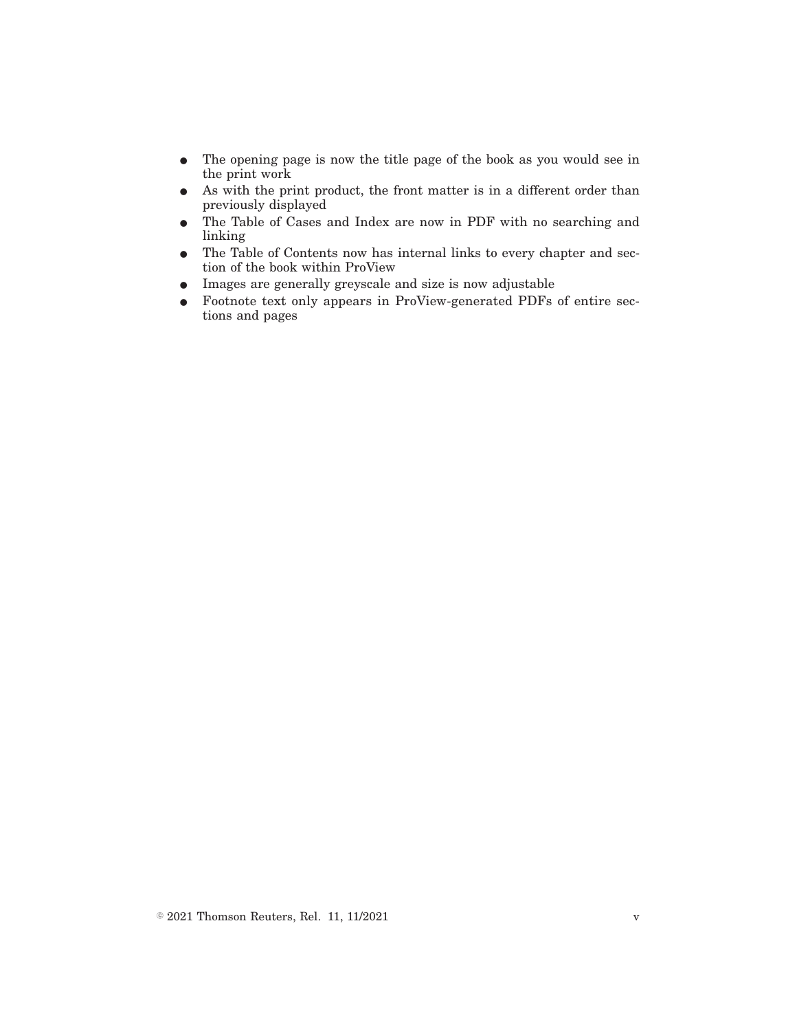- The opening page is now the title page of the book as you would see in the print work
- As with the print product, the front matter is in a different order than previously displayed
- The Table of Cases and Index are now in PDF with no searching and linking
- The Table of Contents now has internal links to every chapter and section of the book within ProView
- Images are generally greyscale and size is now adjustable
- Footnote text only appears in ProView-generated PDFs of entire sections and pages